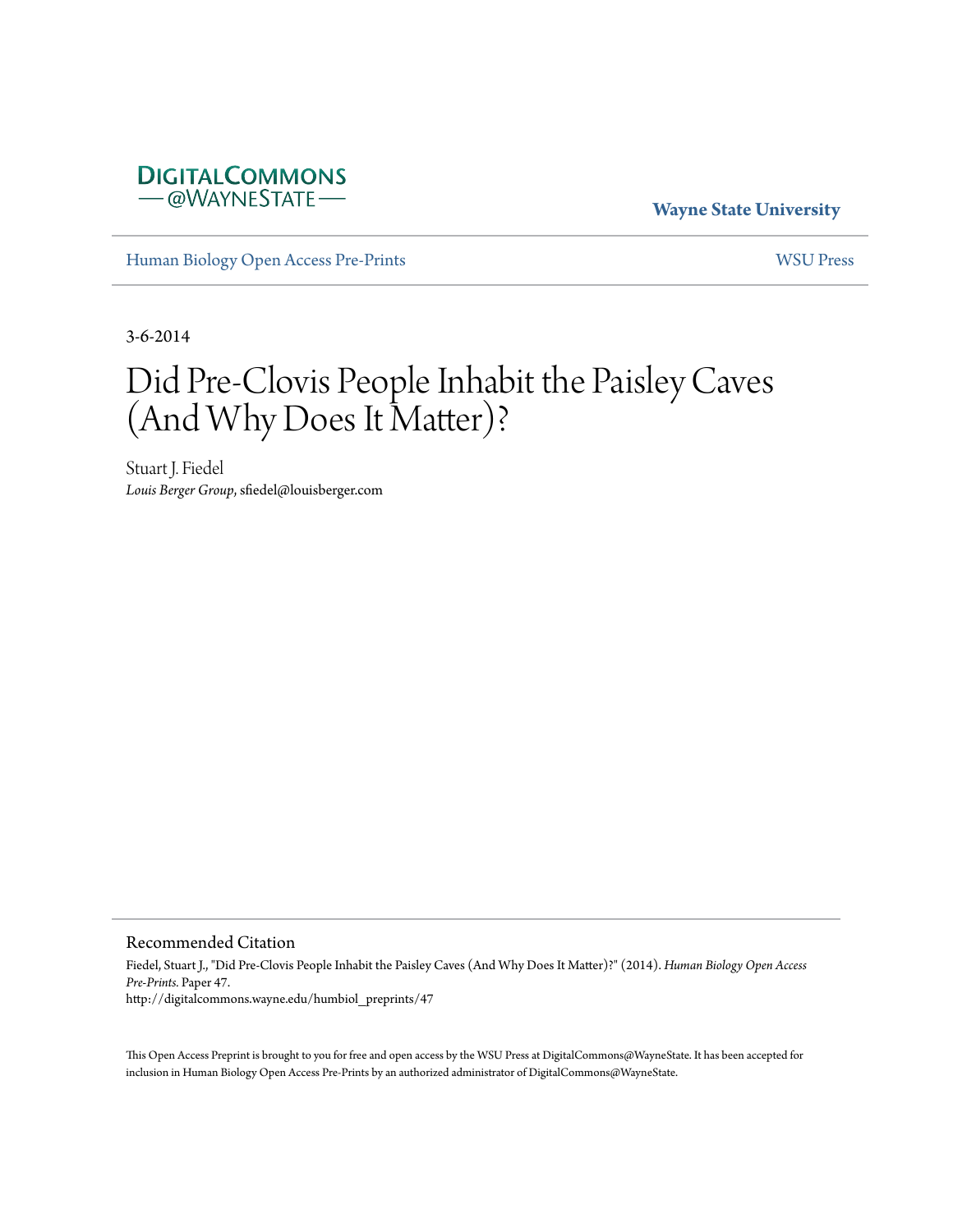DigitalCommons @WayneState

**Wayne State University**

Human Biology Open Access Pre-Prints | WSU Press

3-6-2014

# Did Pre-Clovis People Inhabit the Paisley Caves (And Why Does It Matter)?

Stuart J. Fiedel
*Louis Berger Group*, sfiedel@louisberger.com

## Recommended Citation

Fiedel, Stuart J., "Did Pre-Clovis People Inhabit the Paisley Caves (And Why Does It Matter)?" (2014). *Human Biology Open Access Pre-Prints*. Paper 47.
http://digitalcommons.wayne.edu/humbiol_preprints/47

This Open Access Preprint is brought to you for free and open access by the WSU Press at DigitalCommons@WayneState. It has been accepted for inclusion in Human Biology Open Access Pre-Prints by an authorized administrator of DigitalCommons@WayneState.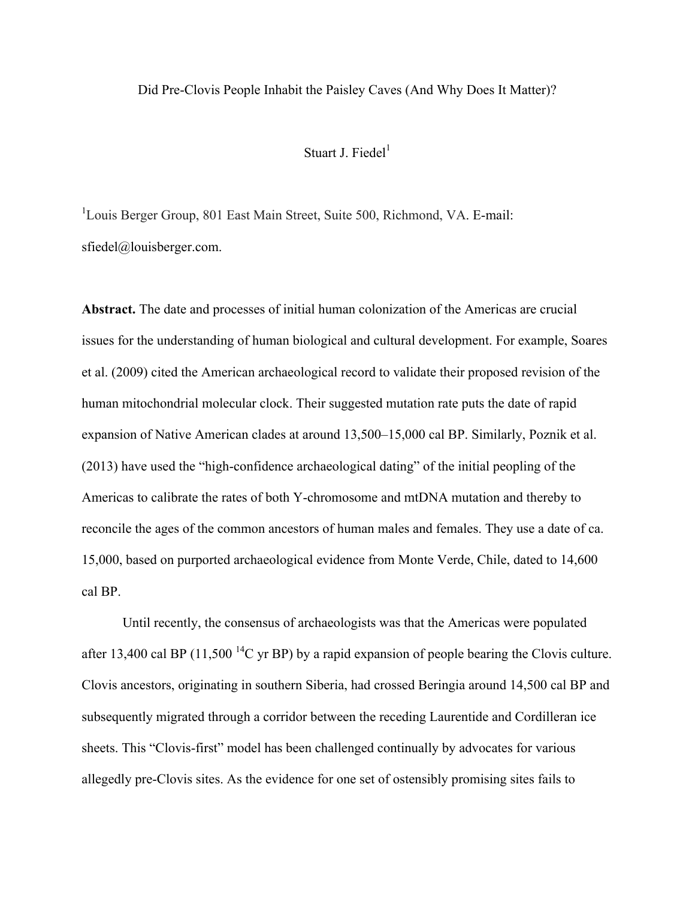Did Pre-Clovis People Inhabit the Paisley Caves (And Why Does It Matter)?

Stuart J. Fiedel[1]

[1]Louis Berger Group, 801 East Main Street, Suite 500, Richmond, VA. E-mail: sfiedel@louisberger.com.

**Abstract.** The date and processes of initial human colonization of the Americas are crucial issues for the understanding of human biological and cultural development. For example, Soares et al. (2009) cited the American archaeological record to validate their proposed revision of the human mitochondrial molecular clock. Their suggested mutation rate puts the date of rapid expansion of Native American clades at around 13,500–15,000 cal BP. Similarly, Poznik et al. (2013) have used the "high-confidence archaeological dating" of the initial peopling of the Americas to calibrate the rates of both Y-chromosome and mtDNA mutation and thereby to reconcile the ages of the common ancestors of human males and females. They use a date of ca. 15,000, based on purported archaeological evidence from Monte Verde, Chile, dated to 14,600 cal BP.

Until recently, the consensus of archaeologists was that the Americas were populated after 13,400 cal BP (11,500 $^{14}$C yr BP) by a rapid expansion of people bearing the Clovis culture. Clovis ancestors, originating in southern Siberia, had crossed Beringia around 14,500 cal BP and subsequently migrated through a corridor between the receding Laurentide and Cordilleran ice sheets. This "Clovis-first" model has been challenged continually by advocates for various allegedly pre-Clovis sites. As the evidence for one set of ostensibly promising sites fails to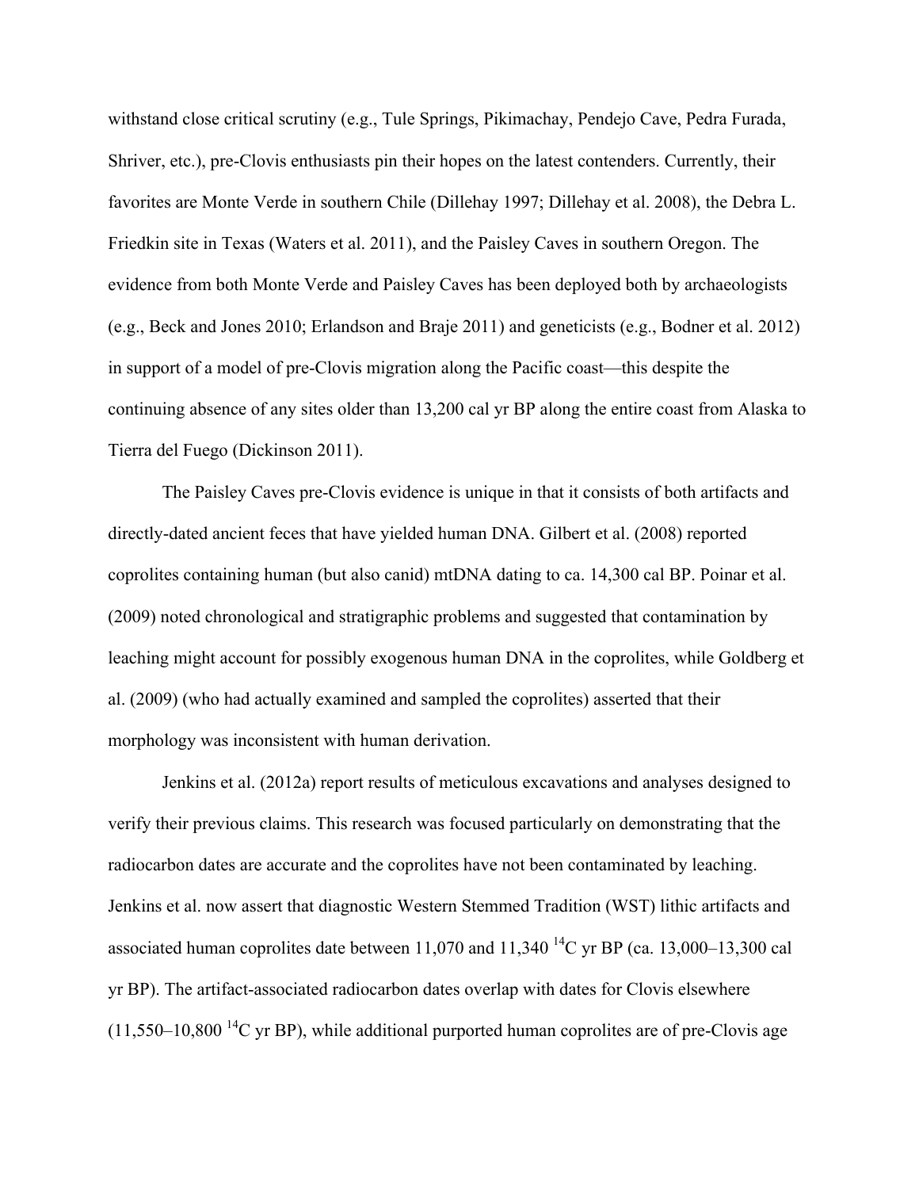withstand close critical scrutiny (e.g., Tule Springs, Pikimachay, Pendejo Cave, Pedra Furada, Shriver, etc.), pre-Clovis enthusiasts pin their hopes on the latest contenders. Currently, their favorites are Monte Verde in southern Chile (Dillehay 1997; Dillehay et al. 2008), the Debra L. Friedkin site in Texas (Waters et al. 2011), and the Paisley Caves in southern Oregon. The evidence from both Monte Verde and Paisley Caves has been deployed both by archaeologists (e.g., Beck and Jones 2010; Erlandson and Braje 2011) and geneticists (e.g., Bodner et al. 2012) in support of a model of pre-Clovis migration along the Pacific coast—this despite the continuing absence of any sites older than 13,200 cal yr BP along the entire coast from Alaska to Tierra del Fuego (Dickinson 2011).

The Paisley Caves pre-Clovis evidence is unique in that it consists of both artifacts and directly-dated ancient feces that have yielded human DNA. Gilbert et al. (2008) reported coprolites containing human (but also canid) mtDNA dating to ca. 14,300 cal BP. Poinar et al. (2009) noted chronological and stratigraphic problems and suggested that contamination by leaching might account for possibly exogenous human DNA in the coprolites, while Goldberg et al. (2009) (who had actually examined and sampled the coprolites) asserted that their morphology was inconsistent with human derivation.

Jenkins et al. (2012a) report results of meticulous excavations and analyses designed to verify their previous claims. This research was focused particularly on demonstrating that the radiocarbon dates are accurate and the coprolites have not been contaminated by leaching. Jenkins et al. now assert that diagnostic Western Stemmed Tradition (WST) lithic artifacts and associated human coprolites date between 11,070 and 11,340 $^{14}C$ yr BP (ca. 13,000–13,300 cal yr BP). The artifact-associated radiocarbon dates overlap with dates for Clovis elsewhere (11,550–10,800 $^{14}C$ yr BP), while additional purported human coprolites are of pre-Clovis age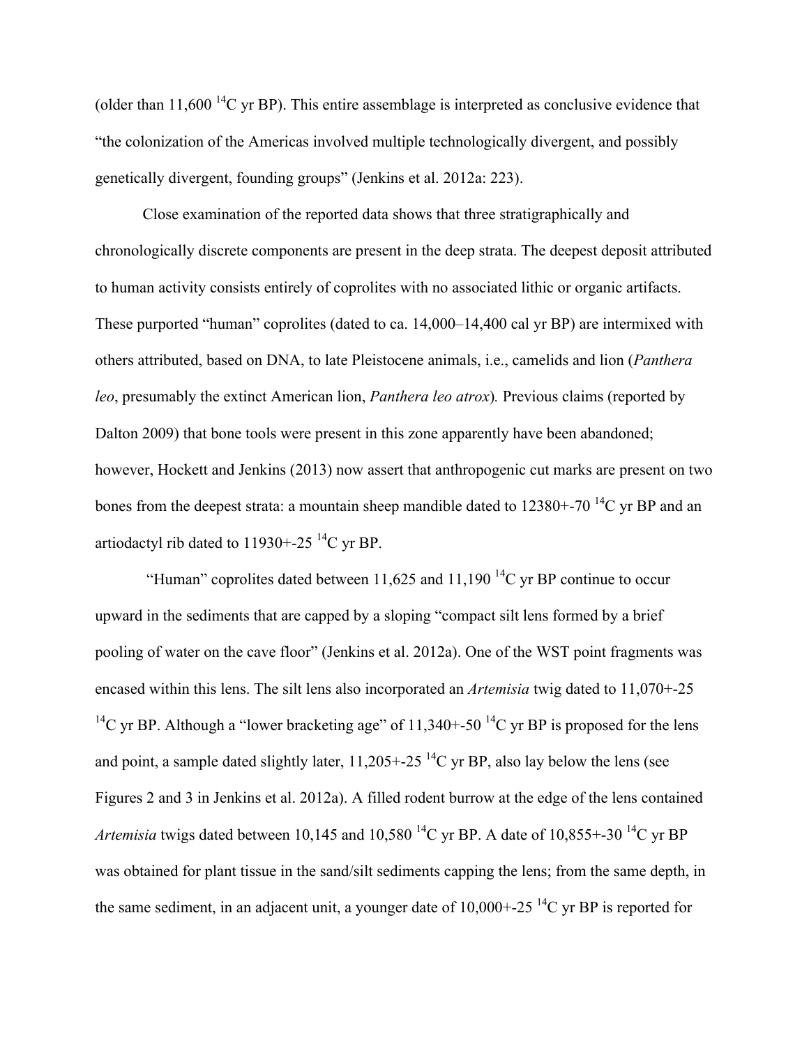(older than 11,600 $^{14}$C yr BP). This entire assemblage is interpreted as conclusive evidence that "the colonization of the Americas involved multiple technologically divergent, and possibly genetically divergent, founding groups" (Jenkins et al. 2012a: 223).

Close examination of the reported data shows that three stratigraphically and chronologically discrete components are present in the deep strata. The deepest deposit attributed to human activity consists entirely of coprolites with no associated lithic or organic artifacts. These purported "human" coprolites (dated to ca. 14,000–14,400 cal yr BP) are intermixed with others attributed, based on DNA, to late Pleistocene animals, i.e., camelids and lion (*Panthera leo*, presumably the extinct American lion, *Panthera leo atrox*)*.* Previous claims (reported by Dalton 2009) that bone tools were present in this zone apparently have been abandoned; however, Hockett and Jenkins (2013) now assert that anthropogenic cut marks are present on two bones from the deepest strata: a mountain sheep mandible dated to 12380+-70 $^{14}$C yr BP and an artiodactyl rib dated to 11930+-25 $^{14}$C yr BP.

"Human" coprolites dated between 11,625 and 11,190 $^{14}$C yr BP continue to occur upward in the sediments that are capped by a sloping "compact silt lens formed by a brief pooling of water on the cave floor" (Jenkins et al. 2012a). One of the WST point fragments was encased within this lens. The silt lens also incorporated an *Artemisia* twig dated to 11,070+-25 $^{14}$C yr BP. Although a "lower bracketing age" of 11,340+-50 $^{14}$C yr BP is proposed for the lens and point, a sample dated slightly later, 11,205+-25 $^{14}$C yr BP, also lay below the lens (see Figures 2 and 3 in Jenkins et al. 2012a). A filled rodent burrow at the edge of the lens contained *Artemisia* twigs dated between 10,145 and 10,580 $^{14}$C yr BP. A date of 10,855+-30 $^{14}$C yr BP was obtained for plant tissue in the sand/silt sediments capping the lens; from the same depth, in the same sediment, in an adjacent unit, a younger date of 10,000+-25 $^{14}$C yr BP is reported for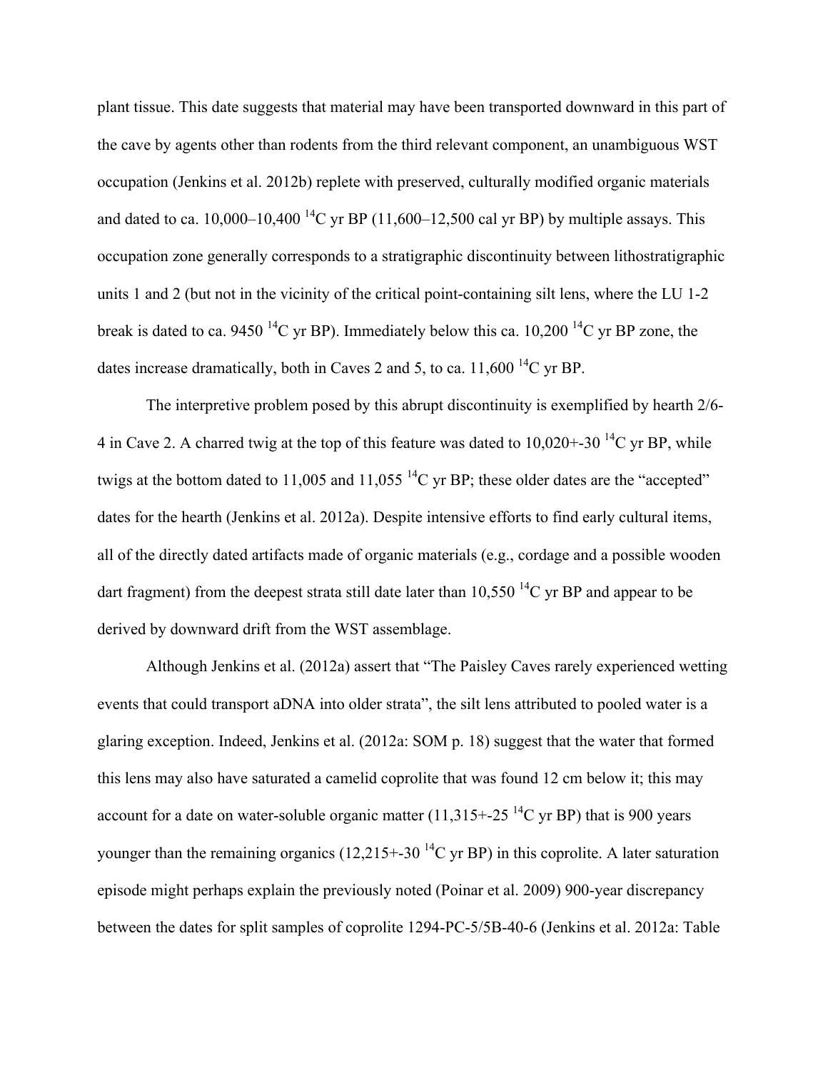plant tissue. This date suggests that material may have been transported downward in this part of the cave by agents other than rodents from the third relevant component, an unambiguous WST occupation (Jenkins et al. 2012b) replete with preserved, culturally modified organic materials and dated to ca. 10,000–10,400 $^{14}$C yr BP (11,600–12,500 cal yr BP) by multiple assays. This occupation zone generally corresponds to a stratigraphic discontinuity between lithostratigraphic units 1 and 2 (but not in the vicinity of the critical point-containing silt lens, where the LU 1-2 break is dated to ca. 9450 $^{14}$C yr BP). Immediately below this ca. 10,200 $^{14}$C yr BP zone, the dates increase dramatically, both in Caves 2 and 5, to ca. 11,600 $^{14}$C yr BP.

The interpretive problem posed by this abrupt discontinuity is exemplified by hearth 2/6-4 in Cave 2. A charred twig at the top of this feature was dated to 10,020+-30 $^{14}$C yr BP, while twigs at the bottom dated to 11,005 and 11,055 $^{14}$C yr BP; these older dates are the "accepted" dates for the hearth (Jenkins et al. 2012a). Despite intensive efforts to find early cultural items, all of the directly dated artifacts made of organic materials (e.g., cordage and a possible wooden dart fragment) from the deepest strata still date later than 10,550 $^{14}$C yr BP and appear to be derived by downward drift from the WST assemblage.

Although Jenkins et al. (2012a) assert that "The Paisley Caves rarely experienced wetting events that could transport aDNA into older strata", the silt lens attributed to pooled water is a glaring exception. Indeed, Jenkins et al. (2012a: SOM p. 18) suggest that the water that formed this lens may also have saturated a camelid coprolite that was found 12 cm below it; this may account for a date on water-soluble organic matter (11,315+-25 $^{14}$C yr BP) that is 900 years younger than the remaining organics (12,215+-30 $^{14}$C yr BP) in this coprolite. A later saturation episode might perhaps explain the previously noted (Poinar et al. 2009) 900-year discrepancy between the dates for split samples of coprolite 1294-PC-5/5B-40-6 (Jenkins et al. 2012a: Table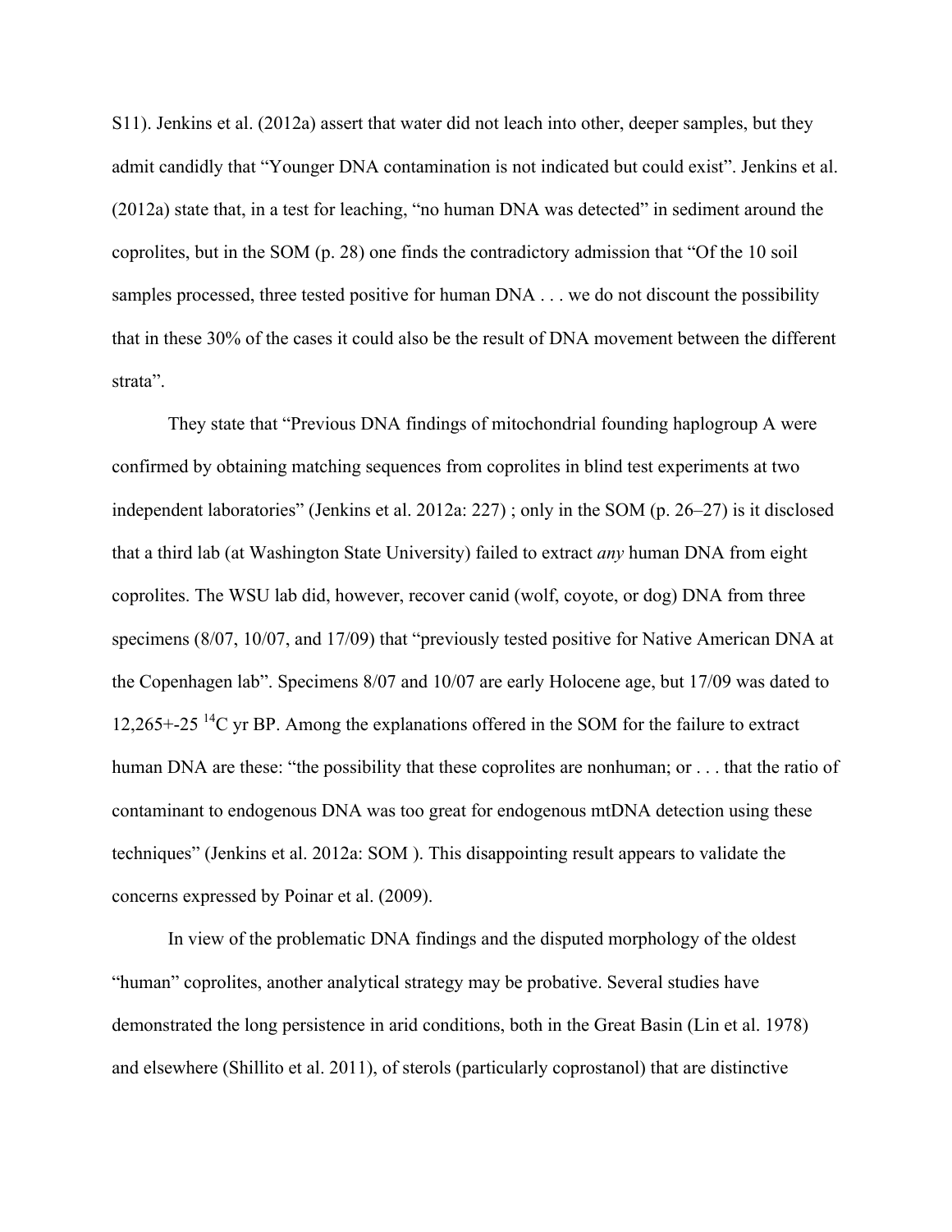S11). Jenkins et al. (2012a) assert that water did not leach into other, deeper samples, but they admit candidly that "Younger DNA contamination is not indicated but could exist". Jenkins et al. (2012a) state that, in a test for leaching, "no human DNA was detected" in sediment around the coprolites, but in the SOM (p. 28) one finds the contradictory admission that "Of the 10 soil samples processed, three tested positive for human DNA . . . we do not discount the possibility that in these 30% of the cases it could also be the result of DNA movement between the different strata".

They state that "Previous DNA findings of mitochondrial founding haplogroup A were confirmed by obtaining matching sequences from coprolites in blind test experiments at two independent laboratories" (Jenkins et al. 2012a: 227) ; only in the SOM (p. 26–27) is it disclosed that a third lab (at Washington State University) failed to extract *any* human DNA from eight coprolites. The WSU lab did, however, recover canid (wolf, coyote, or dog) DNA from three specimens (8/07, 10/07, and 17/09) that "previously tested positive for Native American DNA at the Copenhagen lab". Specimens 8/07 and 10/07 are early Holocene age, but 17/09 was dated to 12,265+-25 $^{14}$C yr BP. Among the explanations offered in the SOM for the failure to extract human DNA are these: "the possibility that these coprolites are nonhuman; or . . . that the ratio of contaminant to endogenous DNA was too great for endogenous mtDNA detection using these techniques" (Jenkins et al. 2012a: SOM ). This disappointing result appears to validate the concerns expressed by Poinar et al. (2009).

In view of the problematic DNA findings and the disputed morphology of the oldest "human" coprolites, another analytical strategy may be probative. Several studies have demonstrated the long persistence in arid conditions, both in the Great Basin (Lin et al. 1978) and elsewhere (Shillito et al. 2011), of sterols (particularly coprostanol) that are distinctive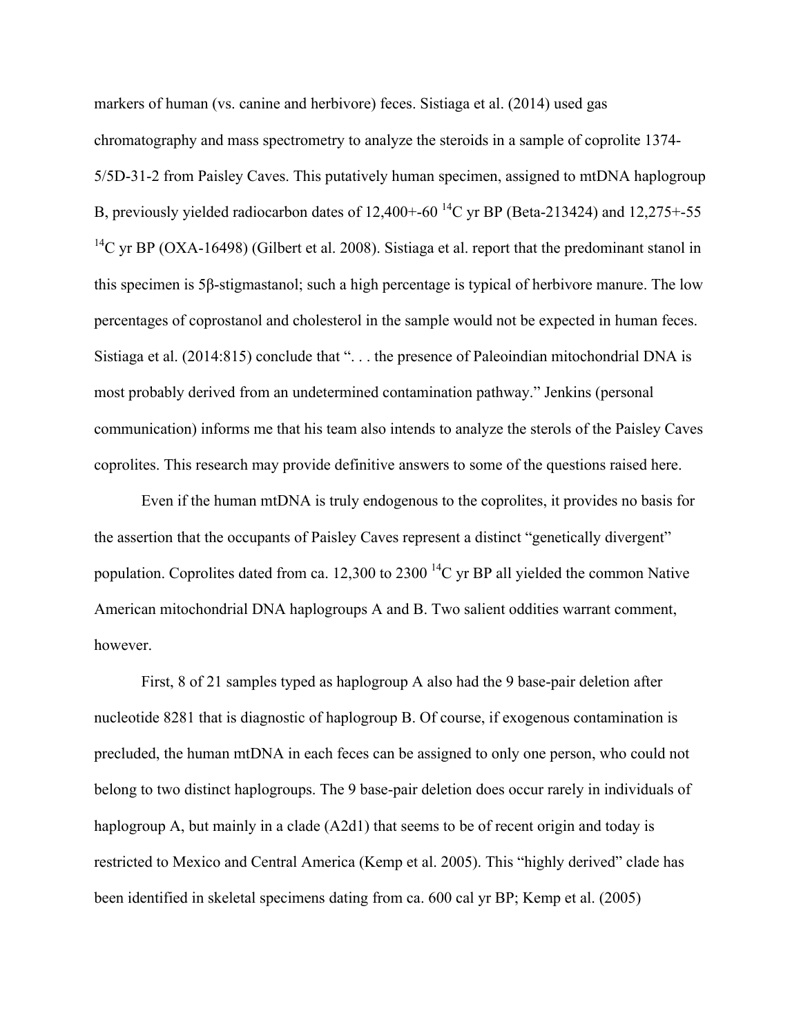markers of human (vs. canine and herbivore) feces. Sistiaga et al. (2014) used gas chromatography and mass spectrometry to analyze the steroids in a sample of coprolite 1374-5/5D-31-2 from Paisley Caves. This putatively human specimen, assigned to mtDNA haplogroup B, previously yielded radiocarbon dates of 12,400+-60 $^{14}$C yr BP (Beta-213424) and 12,275+-55 $^{14}$C yr BP (OXA-16498) (Gilbert et al. 2008). Sistiaga et al. report that the predominant stanol in this specimen is 5β-stigmastanol; such a high percentage is typical of herbivore manure. The low percentages of coprostanol and cholesterol in the sample would not be expected in human feces. Sistiaga et al. (2014:815) conclude that ". . . the presence of Paleoindian mitochondrial DNA is most probably derived from an undetermined contamination pathway." Jenkins (personal communication) informs me that his team also intends to analyze the sterols of the Paisley Caves coprolites. This research may provide definitive answers to some of the questions raised here.

Even if the human mtDNA is truly endogenous to the coprolites, it provides no basis for the assertion that the occupants of Paisley Caves represent a distinct "genetically divergent" population. Coprolites dated from ca. 12,300 to 2300 $^{14}$C yr BP all yielded the common Native American mitochondrial DNA haplogroups A and B. Two salient oddities warrant comment, however.

First, 8 of 21 samples typed as haplogroup A also had the 9 base-pair deletion after nucleotide 8281 that is diagnostic of haplogroup B. Of course, if exogenous contamination is precluded, the human mtDNA in each feces can be assigned to only one person, who could not belong to two distinct haplogroups. The 9 base-pair deletion does occur rarely in individuals of haplogroup A, but mainly in a clade (A2d1) that seems to be of recent origin and today is restricted to Mexico and Central America (Kemp et al. 2005). This "highly derived" clade has been identified in skeletal specimens dating from ca. 600 cal yr BP; Kemp et al. (2005)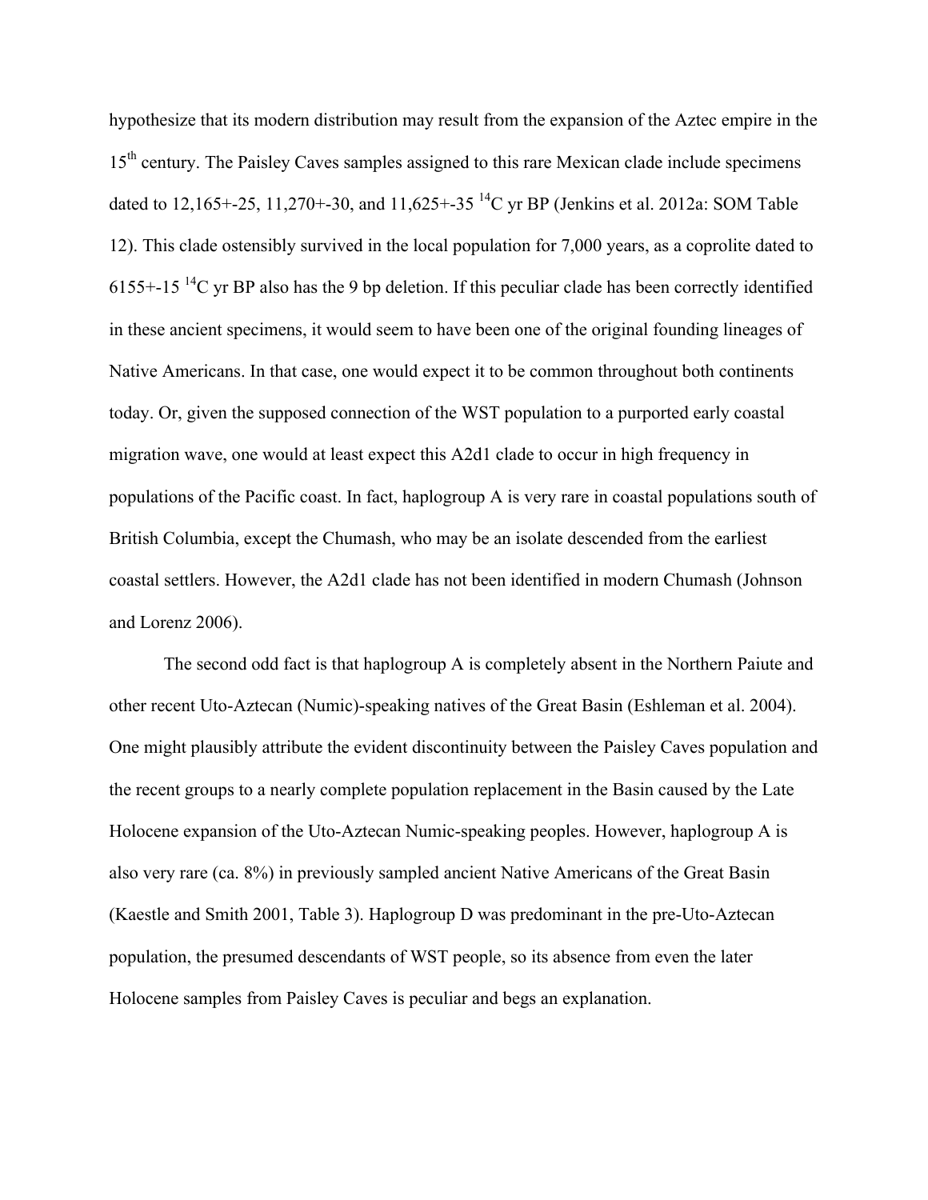hypothesize that its modern distribution may result from the expansion of the Aztec empire in the $15^{th}$ century. The Paisley Caves samples assigned to this rare Mexican clade include specimens dated to 12,165+-25, 11,270+-30, and 11,625+-35 $^{14}C$ yr BP (Jenkins et al. 2012a: SOM Table 12). This clade ostensibly survived in the local population for 7,000 years, as a coprolite dated to 6155+-15 $^{14}C$ yr BP also has the 9 bp deletion. If this peculiar clade has been correctly identified in these ancient specimens, it would seem to have been one of the original founding lineages of Native Americans. In that case, one would expect it to be common throughout both continents today. Or, given the supposed connection of the WST population to a purported early coastal migration wave, one would at least expect this A2d1 clade to occur in high frequency in populations of the Pacific coast. In fact, haplogroup A is very rare in coastal populations south of British Columbia, except the Chumash, who may be an isolate descended from the earliest coastal settlers. However, the A2d1 clade has not been identified in modern Chumash (Johnson and Lorenz 2006).

The second odd fact is that haplogroup A is completely absent in the Northern Paiute and other recent Uto-Aztecan (Numic)-speaking natives of the Great Basin (Eshleman et al. 2004). One might plausibly attribute the evident discontinuity between the Paisley Caves population and the recent groups to a nearly complete population replacement in the Basin caused by the Late Holocene expansion of the Uto-Aztecan Numic-speaking peoples. However, haplogroup A is also very rare (ca. 8%) in previously sampled ancient Native Americans of the Great Basin (Kaestle and Smith 2001, Table 3). Haplogroup D was predominant in the pre-Uto-Aztecan population, the presumed descendants of WST people, so its absence from even the later Holocene samples from Paisley Caves is peculiar and begs an explanation.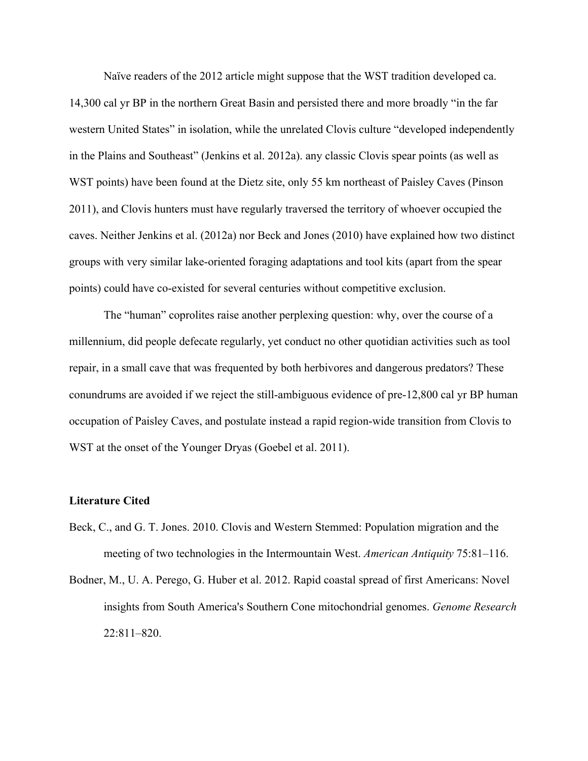Naïve readers of the 2012 article might suppose that the WST tradition developed ca. 14,300 cal yr BP in the northern Great Basin and persisted there and more broadly "in the far western United States" in isolation, while the unrelated Clovis culture "developed independently in the Plains and Southeast" (Jenkins et al. 2012a). any classic Clovis spear points (as well as WST points) have been found at the Dietz site, only 55 km northeast of Paisley Caves (Pinson 2011), and Clovis hunters must have regularly traversed the territory of whoever occupied the caves. Neither Jenkins et al. (2012a) nor Beck and Jones (2010) have explained how two distinct groups with very similar lake-oriented foraging adaptations and tool kits (apart from the spear points) could have co-existed for several centuries without competitive exclusion.

The "human" coprolites raise another perplexing question: why, over the course of a millennium, did people defecate regularly, yet conduct no other quotidian activities such as tool repair, in a small cave that was frequented by both herbivores and dangerous predators? These conundrums are avoided if we reject the still-ambiguous evidence of pre-12,800 cal yr BP human occupation of Paisley Caves, and postulate instead a rapid region-wide transition from Clovis to WST at the onset of the Younger Dryas (Goebel et al. 2011).

**Literature Cited**

Beck, C., and G. T. Jones. 2010. Clovis and Western Stemmed: Population migration and the meeting of two technologies in the Intermountain West. *American Antiquity* 75:81–116.

Bodner, M., U. A. Perego, G. Huber et al. 2012. Rapid coastal spread of first Americans: Novel insights from South America's Southern Cone mitochondrial genomes. *Genome Research* 22:811–820.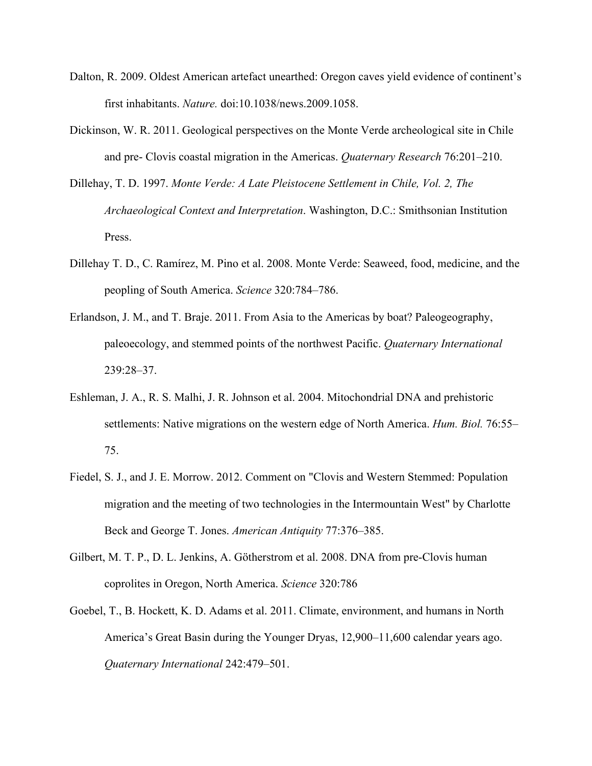Dalton, R. 2009. Oldest American artefact unearthed: Oregon caves yield evidence of continent's first inhabitants. *Nature.* doi:10.1038/news.2009.1058.

Dickinson, W. R. 2011. Geological perspectives on the Monte Verde archeological site in Chile and pre- Clovis coastal migration in the Americas. *Quaternary Research* 76:201–210.

Dillehay, T. D. 1997. *Monte Verde: A Late Pleistocene Settlement in Chile, Vol. 2, The Archaeological Context and Interpretation*. Washington, D.C.: Smithsonian Institution Press.

Dillehay T. D., C. Ramírez, M. Pino et al. 2008. Monte Verde: Seaweed, food, medicine, and the peopling of South America. *Science* 320:784–786.

Erlandson, J. M., and T. Braje. 2011. From Asia to the Americas by boat? Paleogeography, paleoecology, and stemmed points of the northwest Pacific. *Quaternary International* 239:28–37.

Eshleman, J. A., R. S. Malhi, J. R. Johnson et al. 2004. Mitochondrial DNA and prehistoric settlements: Native migrations on the western edge of North America. *Hum. Biol.* 76:55–75.

Fiedel, S. J., and J. E. Morrow. 2012. Comment on "Clovis and Western Stemmed: Population migration and the meeting of two technologies in the Intermountain West" by Charlotte Beck and George T. Jones. *American Antiquity* 77:376–385.

Gilbert, M. T. P., D. L. Jenkins, A. Götherstrom et al. 2008. DNA from pre-Clovis human coprolites in Oregon, North America. *Science* 320:786

Goebel, T., B. Hockett, K. D. Adams et al. 2011. Climate, environment, and humans in North America's Great Basin during the Younger Dryas, 12,900–11,600 calendar years ago. *Quaternary International* 242:479–501.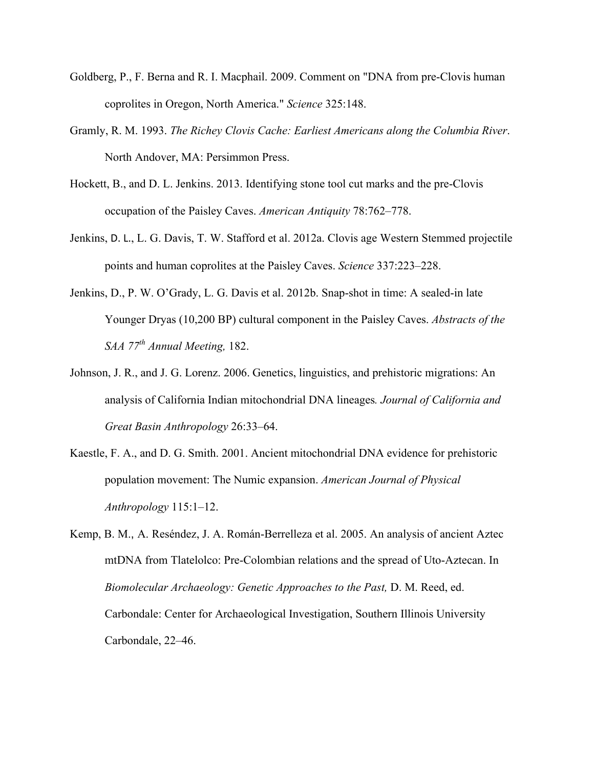Goldberg, P., F. Berna and R. I. Macphail. 2009. Comment on "DNA from pre-Clovis human coprolites in Oregon, North America." *Science* 325:148.

Gramly, R. M. 1993. *The Richey Clovis Cache: Earliest Americans along the Columbia River*. North Andover, MA: Persimmon Press.

Hockett, B., and D. L. Jenkins. 2013. Identifying stone tool cut marks and the pre-Clovis occupation of the Paisley Caves. *American Antiquity* 78:762–778.

Jenkins, D. L., L. G. Davis, T. W. Stafford et al. 2012a. Clovis age Western Stemmed projectile points and human coprolites at the Paisley Caves. *Science* 337:223–228.

Jenkins, D., P. W. O'Grady, L. G. Davis et al. 2012b. Snap-shot in time: A sealed-in late Younger Dryas (10,200 BP) cultural component in the Paisley Caves. *Abstracts of the SAA 77th Annual Meeting,* 182.

Johnson, J. R., and J. G. Lorenz. 2006. Genetics, linguistics, and prehistoric migrations: An analysis of California Indian mitochondrial DNA lineages*. Journal of California and Great Basin Anthropology* 26:33–64.

Kaestle, F. A., and D. G. Smith. 2001. Ancient mitochondrial DNA evidence for prehistoric population movement: The Numic expansion. *American Journal of Physical Anthropology* 115:1–12.

Kemp, B. M., A. Reséndez, J. A. Román-Berrelleza et al. 2005. An analysis of ancient Aztec mtDNA from Tlatelolco: Pre-Colombian relations and the spread of Uto-Aztecan. In *Biomolecular Archaeology: Genetic Approaches to the Past,* D. M. Reed, ed. Carbondale: Center for Archaeological Investigation, Southern Illinois University Carbondale, 22–46.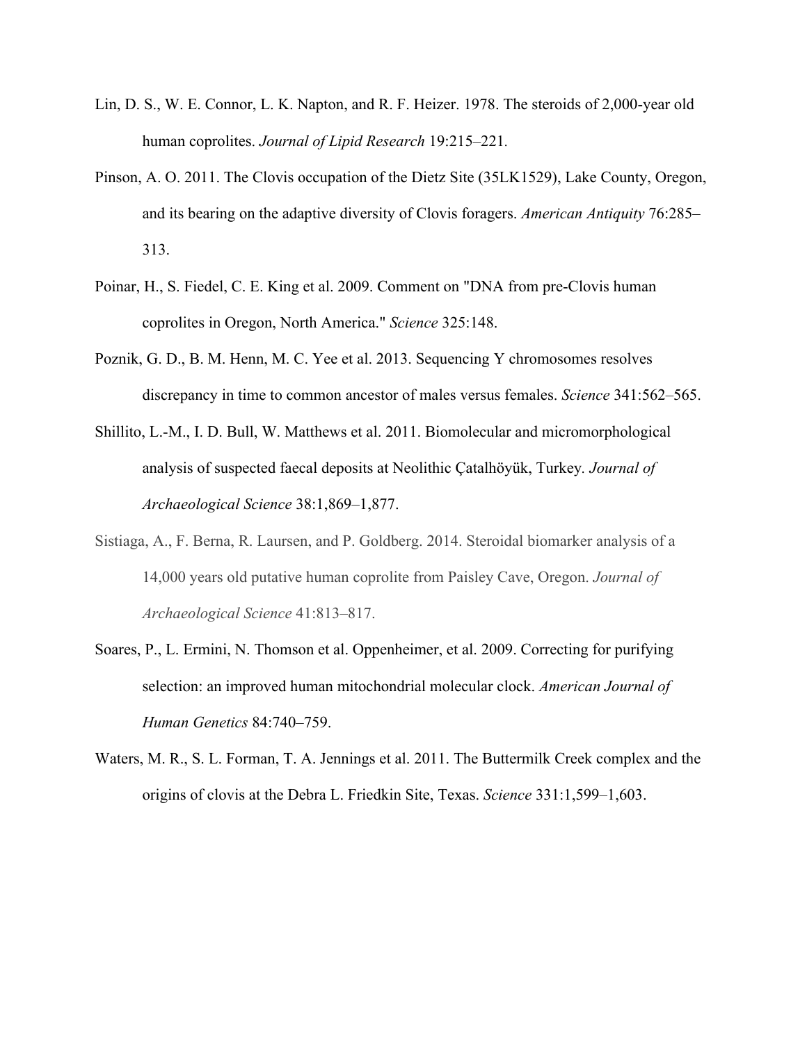Lin, D. S., W. E. Connor, L. K. Napton, and R. F. Heizer. 1978. The steroids of 2,000-year old human coprolites. *Journal of Lipid Research* 19:215–221.

Pinson, A. O. 2011. The Clovis occupation of the Dietz Site (35LK1529), Lake County, Oregon, and its bearing on the adaptive diversity of Clovis foragers. *American Antiquity* 76:285–313.

Poinar, H., S. Fiedel, C. E. King et al. 2009. Comment on "DNA from pre-Clovis human coprolites in Oregon, North America." *Science* 325:148.

Poznik, G. D., B. M. Henn, M. C. Yee et al. 2013. Sequencing Y chromosomes resolves discrepancy in time to common ancestor of males versus females. *Science* 341:562–565.

Shillito, L.-M., I. D. Bull, W. Matthews et al. 2011. Biomolecular and micromorphological analysis of suspected faecal deposits at Neolithic Çatalhöyük, Turkey. *Journal of Archaeological Science* 38:1,869–1,877.

Sistiaga, A., F. Berna, R. Laursen, and P. Goldberg. 2014. Steroidal biomarker analysis of a 14,000 years old putative human coprolite from Paisley Cave, Oregon. *Journal of Archaeological Science* 41:813–817.

Soares, P., L. Ermini, N. Thomson et al. Oppenheimer, et al. 2009. Correcting for purifying selection: an improved human mitochondrial molecular clock. *American Journal of Human Genetics* 84:740–759.

Waters, M. R., S. L. Forman, T. A. Jennings et al. 2011. The Buttermilk Creek complex and the origins of clovis at the Debra L. Friedkin Site, Texas. *Science* 331:1,599–1,603.